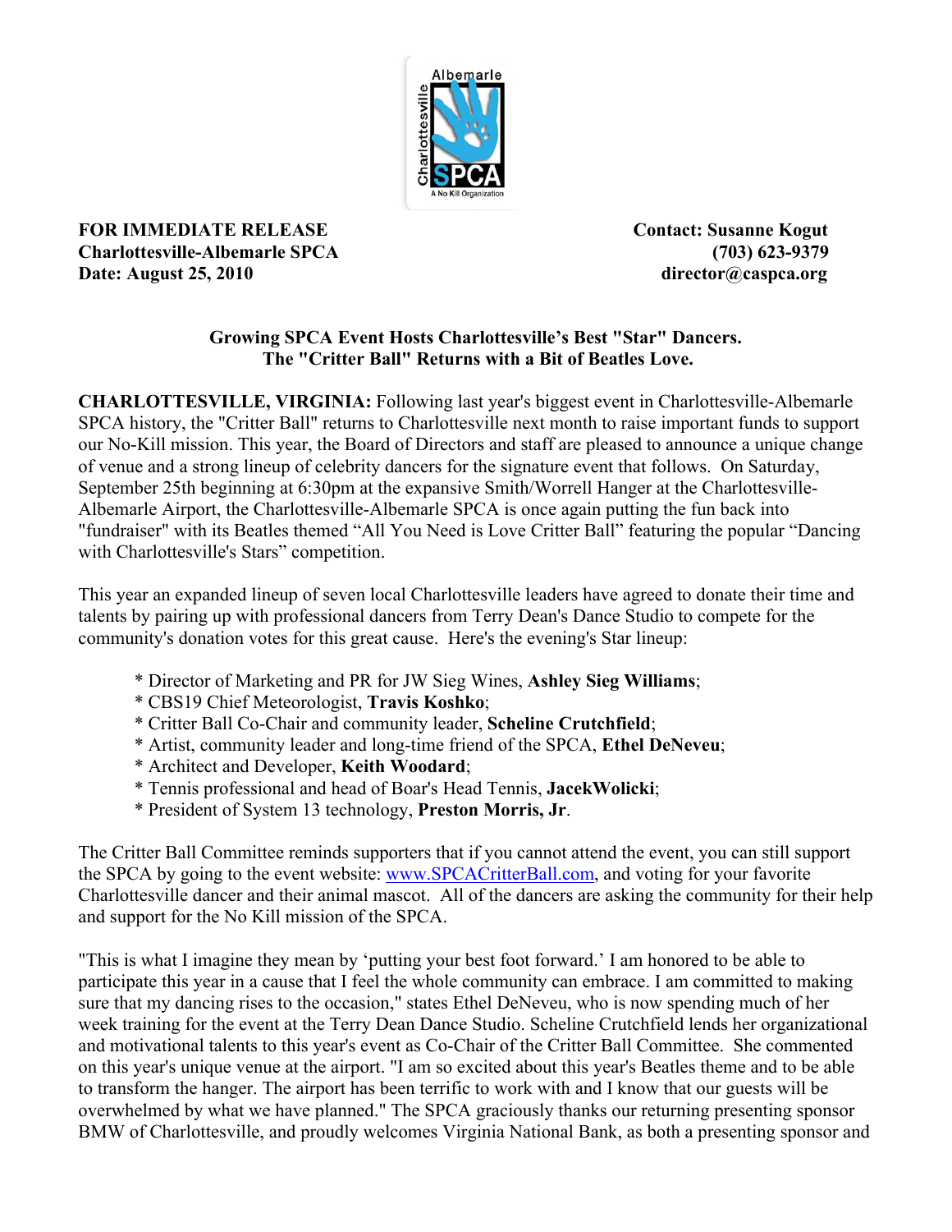**FOR IMMEDIATE RELEASE**
**Charlottesville-Albemarle SPCA**
**Date: August 25, 2010**

**Contact: Susanne Kogut**
**(703) 623-9379**
**director@caspca.org**

## Growing SPCA Event Hosts Charlottesville's Best "Star" Dancers. The "Critter Ball" Returns with a Bit of Beatles Love.

**CHARLOTTESVILLE, VIRGINIA:** Following last year's biggest event in Charlottesville-Albemarle SPCA history, the "Critter Ball" returns to Charlottesville next month to raise important funds to support our No-Kill mission. This year, the Board of Directors and staff are pleased to announce a unique change of venue and a strong lineup of celebrity dancers for the signature event that follows. On Saturday, September 25th beginning at 6:30pm at the expansive Smith/Worrell Hanger at the Charlottesville-Albemarle Airport, the Charlottesville-Albemarle SPCA is once again putting the fun back into "fundraiser" with its Beatles themed "All You Need is Love Critter Ball" featuring the popular "Dancing with Charlottesville's Stars" competition.

This year an expanded lineup of seven local Charlottesville leaders have agreed to donate their time and talents by pairing up with professional dancers from Terry Dean's Dance Studio to compete for the community's donation votes for this great cause. Here's the evening's Star lineup:

* Director of Marketing and PR for JW Sieg Wines, **Ashley Sieg Williams**;
* CBS19 Chief Meteorologist, **Travis Koshko**;
* Critter Ball Co-Chair and community leader, **Scheline Crutchfield**;
* Artist, community leader and long-time friend of the SPCA, **Ethel DeNeveu**;
* Architect and Developer, **Keith Woodard**;
* Tennis professional and head of Boar's Head Tennis, **JacekWolicki**;
* President of System 13 technology, **Preston Morris, Jr**.

The Critter Ball Committee reminds supporters that if you cannot attend the event, you can still support the SPCA by going to the event website: [www.SPCACritterBall.com](http://www.SPCACritterBall.com), and voting for your favorite Charlottesville dancer and their animal mascot. All of the dancers are asking the community for their help and support for the No Kill mission of the SPCA.

"This is what I imagine they mean by 'putting your best foot forward.' I am honored to be able to participate this year in a cause that I feel the whole community can embrace. I am committed to making sure that my dancing rises to the occasion," states Ethel DeNeveu, who is now spending much of her week training for the event at the Terry Dean Dance Studio. Scheline Crutchfield lends her organizational and motivational talents to this year's event as Co-Chair of the Critter Ball Committee. She commented on this year's unique venue at the airport. "I am so excited about this year's Beatles theme and to be able to transform the hanger. The airport has been terrific to work with and I know that our guests will be overwhelmed by what we have planned." The SPCA graciously thanks our returning presenting sponsor BMW of Charlottesville, and proudly welcomes Virginia National Bank, as both a presenting sponsor and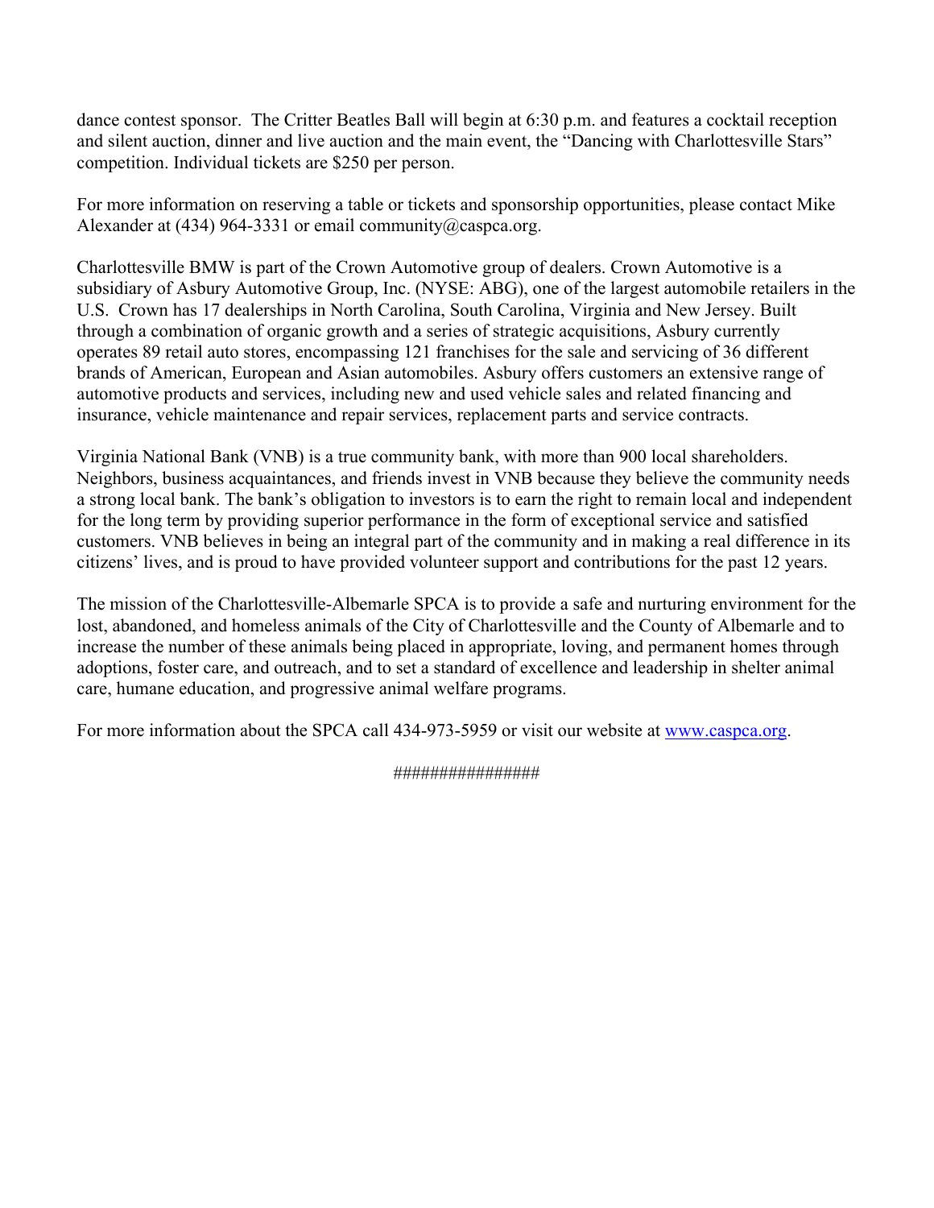dance contest sponsor. The Critter Beatles Ball will begin at 6:30 p.m. and features a cocktail reception and silent auction, dinner and live auction and the main event, the "Dancing with Charlottesville Stars" competition. Individual tickets are $250 per person.

For more information on reserving a table or tickets and sponsorship opportunities, please contact Mike Alexander at (434) 964-3331 or email community@caspca.org.

Charlottesville BMW is part of the Crown Automotive group of dealers. Crown Automotive is a subsidiary of Asbury Automotive Group, Inc. (NYSE: ABG), one of the largest automobile retailers in the U.S. Crown has 17 dealerships in North Carolina, South Carolina, Virginia and New Jersey. Built through a combination of organic growth and a series of strategic acquisitions, Asbury currently operates 89 retail auto stores, encompassing 121 franchises for the sale and servicing of 36 different brands of American, European and Asian automobiles. Asbury offers customers an extensive range of automotive products and services, including new and used vehicle sales and related financing and insurance, vehicle maintenance and repair services, replacement parts and service contracts.

Virginia National Bank (VNB) is a true community bank, with more than 900 local shareholders. Neighbors, business acquaintances, and friends invest in VNB because they believe the community needs a strong local bank. The bank's obligation to investors is to earn the right to remain local and independent for the long term by providing superior performance in the form of exceptional service and satisfied customers. VNB believes in being an integral part of the community and in making a real difference in its citizens' lives, and is proud to have provided volunteer support and contributions for the past 12 years.

The mission of the Charlottesville-Albemarle SPCA is to provide a safe and nurturing environment for the lost, abandoned, and homeless animals of the City of Charlottesville and the County of Albemarle and to increase the number of these animals being placed in appropriate, loving, and permanent homes through adoptions, foster care, and outreach, and to set a standard of excellence and leadership in shelter animal care, humane education, and progressive animal welfare programs.

For more information about the SPCA call 434-973-5959 or visit our website at www.caspca.org.

################